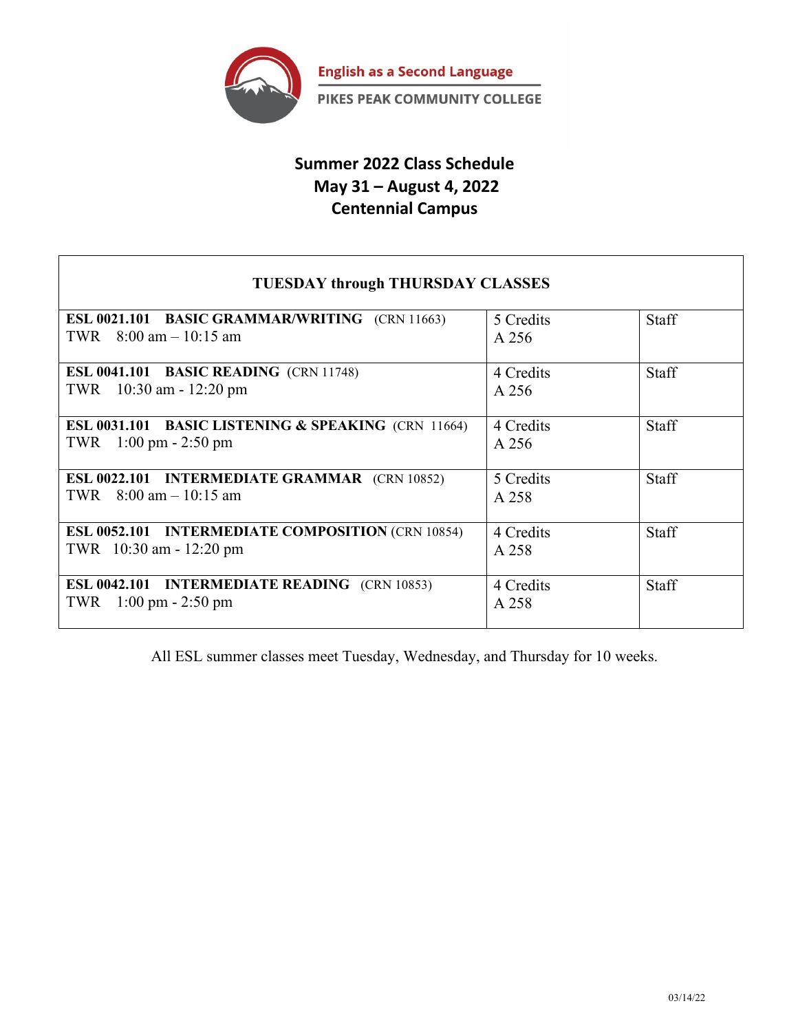English as a Second Language

PIKES PEAK COMMUNITY COLLEGE

# Summer 2022 Class Schedule
## May 31 – August 4, 2022
## Centennial Campus

| TUESDAY through THURSDAY CLASSES | | |
|---|---|---|
| **ESL 0021.101 BASIC GRAMMAR/WRITING** (CRN 11663)<br>TWR 8:00 am – 10:15 am | 5 Credits<br>A 256 | Staff |
| **ESL 0041.101 BASIC READING** (CRN 11748)<br>TWR 10:30 am - 12:20 pm | 4 Credits<br>A 256 | Staff |
| **ESL 0031.101 BASIC LISTENING & SPEAKING** (CRN 11664)<br>TWR 1:00 pm - 2:50 pm | 4 Credits<br>A 256 | Staff |
| **ESL 0022.101 INTERMEDIATE GRAMMAR** (CRN 10852)<br>TWR 8:00 am – 10:15 am | 5 Credits<br>A 258 | Staff |
| **ESL 0052.101 INTERMEDIATE COMPOSITION** (CRN 10854)<br>TWR 10:30 am - 12:20 pm | 4 Credits<br>A 258 | Staff |
| **ESL 0042.101 INTERMEDIATE READING** (CRN 10853)<br>TWR 1:00 pm - 2:50 pm | 4 Credits<br>A 258 | Staff |

All ESL summer classes meet Tuesday, Wednesday, and Thursday for 10 weeks.

03/14/22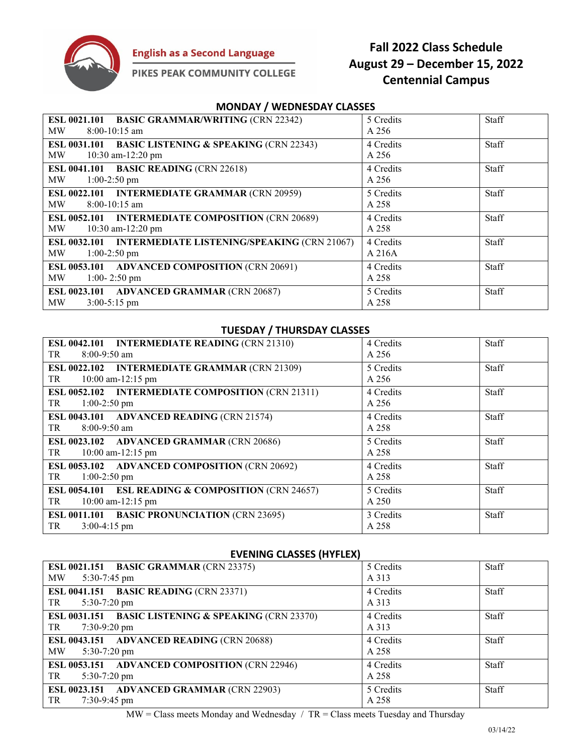English as a Second Language

PIKES PEAK COMMUNITY COLLEGE

# Fall 2022 Class Schedule
# August 29 – December 15, 2022
# Centennial Campus

## MONDAY / WEDNESDAY CLASSES

| | | |
|---|---|---|
| **ESL 0021.101 BASIC GRAMMAR/WRITING** (CRN 22342)<br>MW 8:00-10:15 am | 5 Credits<br>A 256 | Staff |
| **ESL 0031.101 BASIC LISTENING & SPEAKING** (CRN 22343)<br>MW 10:30 am-12:20 pm | 4 Credits<br>A 256 | Staff |
| **ESL 0041.101 BASIC READING** (CRN 22618)<br>MW 1:00-2:50 pm | 4 Credits<br>A 256 | Staff |
| **ESL 0022.101 INTERMEDIATE GRAMMAR** (CRN 20959)<br>MW 8:00-10:15 am | 5 Credits<br>A 258 | Staff |
| **ESL 0052.101 INTERMEDIATE COMPOSITION** (CRN 20689)<br>MW 10:30 am-12:20 pm | 4 Credits<br>A 258 | Staff |
| **ESL 0032.101 INTERMEDIATE LISTENING/SPEAKING** (CRN 21067)<br>MW 1:00-2:50 pm | 4 Credits<br>A 216A | Staff |
| **ESL 0053.101 ADVANCED COMPOSITION** (CRN 20691)<br>MW 1:00- 2:50 pm | 4 Credits<br>A 258 | Staff |
| **ESL 0023.101 ADVANCED GRAMMAR** (CRN 20687)<br>MW 3:00-5:15 pm | 5 Credits<br>A 258 | Staff |

## TUESDAY / THURSDAY CLASSES

| | | |
|---|---|---|
| **ESL 0042.101 INTERMEDIATE READING** (CRN 21310)<br>TR 8:00-9:50 am | 4 Credits<br>A 256 | Staff |
| **ESL 0022.102 INTERMEDIATE GRAMMAR** (CRN 21309)<br>TR 10:00 am-12:15 pm | 5 Credits<br>A 256 | Staff |
| **ESL 0052.102 INTERMEDIATE COMPOSITION** (CRN 21311)<br>TR 1:00-2:50 pm | 4 Credits<br>A 256 | Staff |
| **ESL 0043.101 ADVANCED READING** (CRN 21574)<br>TR 8:00-9:50 am | 4 Credits<br>A 258 | Staff |
| **ESL 0023.102 ADVANCED GRAMMAR** (CRN 20686)<br>TR 10:00 am-12:15 pm | 5 Credits<br>A 258 | Staff |
| **ESL 0053.102 ADVANCED COMPOSITION** (CRN 20692)<br>TR 1:00-2:50 pm | 4 Credits<br>A 258 | Staff |
| **ESL 0054.101 ESL READING & COMPOSITION** (CRN 24657)<br>TR 10:00 am-12:15 pm | 5 Credits<br>A 250 | Staff |
| **ESL 0011.101 BASIC PRONUNCIATION** (CRN 23695)<br>TR 3:00-4:15 pm | 3 Credits<br>A 258 | Staff |

## EVENING CLASSES (HYFLEX)

| | | |
|---|---|---|
| **ESL 0021.151 BASIC GRAMMAR** (CRN 23375)<br>MW 5:30-7:45 pm | 5 Credits<br>A 313 | Staff |
| **ESL 0041.151 BASIC READING** (CRN 23371)<br>TR 5:30-7:20 pm | 4 Credits<br>A 313 | Staff |
| **ESL 0031.151 BASIC LISTENING & SPEAKING** (CRN 23370)<br>TR 7:30-9:20 pm | 4 Credits<br>A 313 | Staff |
| **ESL 0043.151 ADVANCED READING** (CRN 20688)<br>MW 5:30-7:20 pm | 4 Credits<br>A 258 | Staff |
| **ESL 0053.151 ADVANCED COMPOSITION** (CRN 22946)<br>TR 5:30-7:20 pm | 4 Credits<br>A 258 | Staff |
| **ESL 0023.151 ADVANCED GRAMMAR** (CRN 22903)<br>TR 7:30-9:45 pm | 5 Credits<br>A 258 | Staff |

MW = Class meets Monday and Wednesday / TR = Class meets Tuesday and Thursday

03/14/22